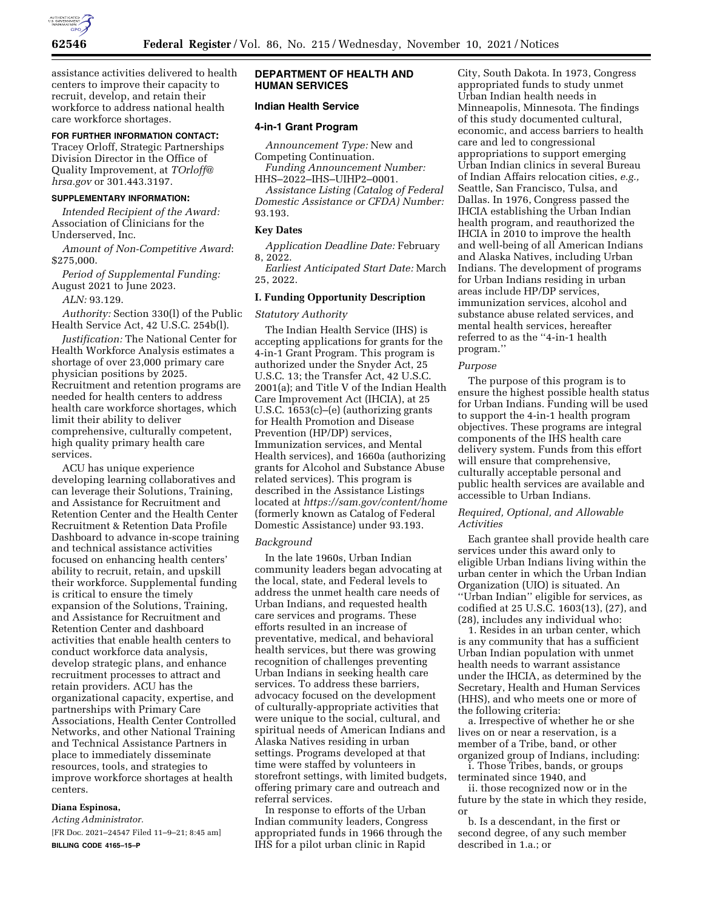assistance activities delivered to health centers to improve their capacity to recruit, develop, and retain their workforce to address national health care workforce shortages.

**FOR FURTHER INFORMATION CONTACT:** Tracey Orloff, Strategic Partnerships Division Director in the Office of Quality Improvement, at *TOrloff@hrsa.gov* or 301.443.3197.

**SUPPLEMENTARY INFORMATION:**

*Intended Recipient of the Award:* Association of Clinicians for the Underserved, Inc.

*Amount of Non-Competitive Award*: $275,000.

*Period of Supplemental Funding:* August 2021 to June 2023.

*ALN:* 93.129.

*Authority:* Section 330(l) of the Public Health Service Act, 42 U.S.C. 254b(l).

*Justification:* The National Center for Health Workforce Analysis estimates a shortage of over 23,000 primary care physician positions by 2025. Recruitment and retention programs are needed for health centers to address health care workforce shortages, which limit their ability to deliver comprehensive, culturally competent, high quality primary health care services.

ACU has unique experience developing learning collaboratives and can leverage their Solutions, Training, and Assistance for Recruitment and Retention Center and the Health Center Recruitment & Retention Data Profile Dashboard to advance in-scope training and technical assistance activities focused on enhancing health centers' ability to recruit, retain, and upskill their workforce. Supplemental funding is critical to ensure the timely expansion of the Solutions, Training, and Assistance for Recruitment and Retention Center and dashboard activities that enable health centers to conduct workforce data analysis, develop strategic plans, and enhance recruitment processes to attract and retain providers. ACU has the organizational capacity, expertise, and partnerships with Primary Care Associations, Health Center Controlled Networks, and other National Training and Technical Assistance Partners in place to immediately disseminate resources, tools, and strategies to improve workforce shortages at health centers.

**Diana Espinosa,**

*Acting Administrator.*

[FR Doc. 2021–24547 Filed 11–9–21; 8:45 am]

**BILLING CODE 4165–15–P**

## DEPARTMENT OF HEALTH AND HUMAN SERVICES

### Indian Health Service

### 4-in-1 Grant Program

*Announcement Type:* New and Competing Continuation.

*Funding Announcement Number:* HHS–2022–IHS–UIHP2–0001.

*Assistance Listing (Catalog of Federal Domestic Assistance or CFDA) Number:* 93.193.

### Key Dates

*Application Deadline Date:* February 8, 2022.

*Earliest Anticipated Start Date:* March 25, 2022.

### I. Funding Opportunity Description

*Statutory Authority*

The Indian Health Service (IHS) is accepting applications for grants for the 4-in-1 Grant Program. This program is authorized under the Snyder Act, 25 U.S.C. 13; the Transfer Act, 42 U.S.C. 2001(a); and Title V of the Indian Health Care Improvement Act (IHCIA), at 25 U.S.C. 1653(c)–(e) (authorizing grants for Health Promotion and Disease Prevention (HP/DP) services, Immunization services, and Mental Health services), and 1660a (authorizing grants for Alcohol and Substance Abuse related services). This program is described in the Assistance Listings located at *https://sam.gov/content/home* (formerly known as Catalog of Federal Domestic Assistance) under 93.193.

*Background*

In the late 1960s, Urban Indian community leaders began advocating at the local, state, and Federal levels to address the unmet health care needs of Urban Indians, and requested health care services and programs. These efforts resulted in an increase of preventative, medical, and behavioral health services, but there was growing recognition of challenges preventing Urban Indians in seeking health care services. To address these barriers, advocacy focused on the development of culturally-appropriate activities that were unique to the social, cultural, and spiritual needs of American Indians and Alaska Natives residing in urban settings. Programs developed at that time were staffed by volunteers in storefront settings, with limited budgets, offering primary care and outreach and referral services.

In response to efforts of the Urban Indian community leaders, Congress appropriated funds in 1966 through the IHS for a pilot urban clinic in Rapid City, South Dakota. In 1973, Congress appropriated funds to study unmet Urban Indian health needs in Minneapolis, Minnesota. The findings of this study documented cultural, economic, and access barriers to health care and led to congressional appropriations to support emerging Urban Indian clinics in several Bureau of Indian Affairs relocation cities, *e.g.,* Seattle, San Francisco, Tulsa, and Dallas. In 1976, Congress passed the IHCIA establishing the Urban Indian health program, and reauthorized the IHCIA in 2010 to improve the health and well-being of all American Indians and Alaska Natives, including Urban Indians. The development of programs for Urban Indians residing in urban areas include HP/DP services, immunization services, alcohol and substance abuse related services, and mental health services, hereafter referred to as the "4-in-1 health program."

*Purpose*

The purpose of this program is to ensure the highest possible health status for Urban Indians. Funding will be used to support the 4-in-1 health program objectives. These programs are integral components of the IHS health care delivery system. Funds from this effort will ensure that comprehensive, culturally acceptable personal and public health services are available and accessible to Urban Indians.

*Required, Optional, and Allowable Activities*

Each grantee shall provide health care services under this award only to eligible Urban Indians living within the urban center in which the Urban Indian Organization (UIO) is situated. An "Urban Indian" eligible for services, as codified at 25 U.S.C. 1603(13), (27), and (28), includes any individual who:

1. Resides in an urban center, which is any community that has a sufficient Urban Indian population with unmet health needs to warrant assistance under the IHCIA, as determined by the Secretary, Health and Human Services (HHS), and who meets one or more of the following criteria:

a. Irrespective of whether he or she lives on or near a reservation, is a member of a Tribe, band, or other organized group of Indians, including:

i. Those Tribes, bands, or groups terminated since 1940, and

ii. those recognized now or in the future by the state in which they reside, or

b. Is a descendant, in the first or second degree, of any such member described in 1.a.; or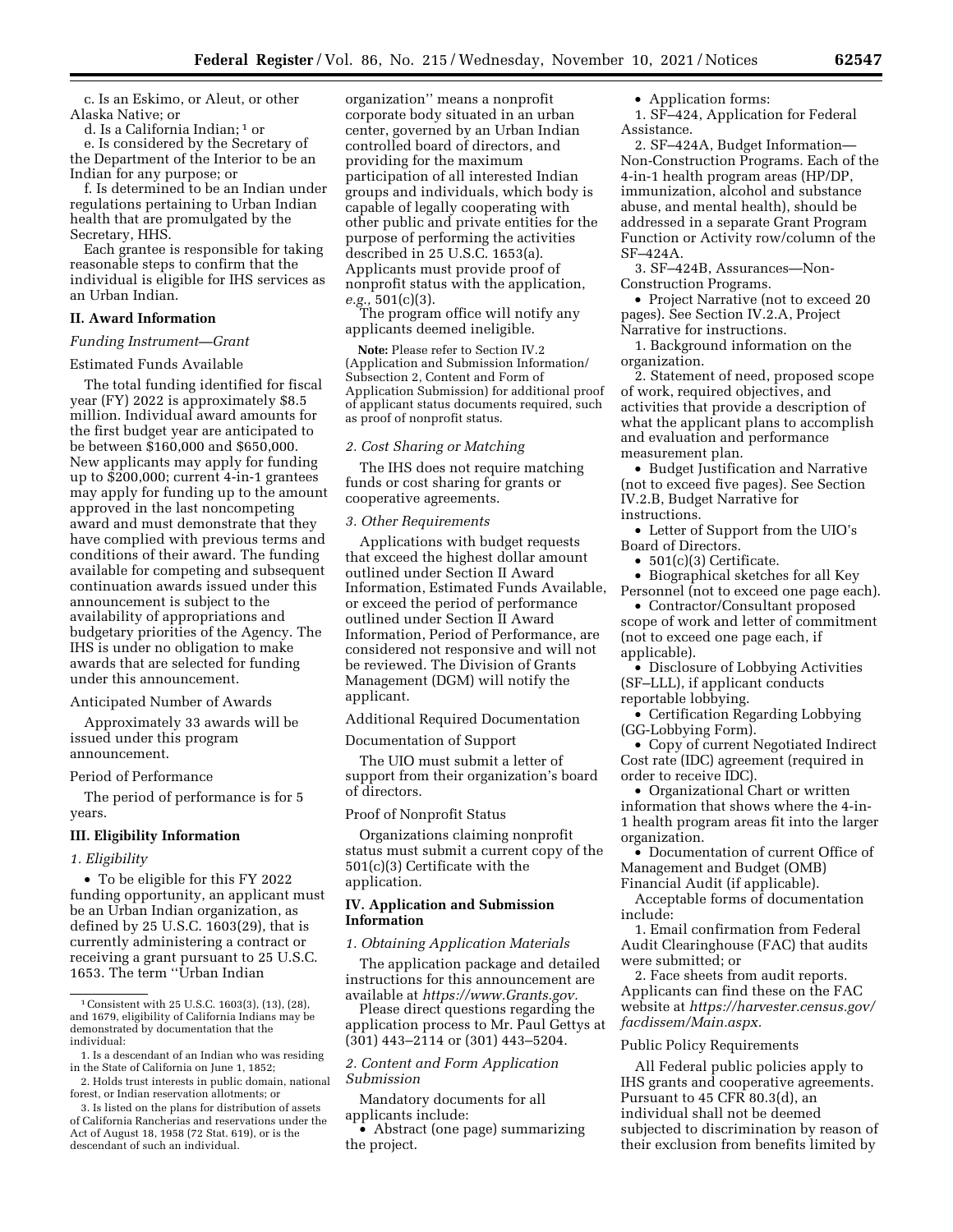c. Is an Eskimo, or Aleut, or other Alaska Native; or

d. Is a California Indian; [1] or

e. Is considered by the Secretary of the Department of the Interior to be an Indian for any purpose; or

f. Is determined to be an Indian under regulations pertaining to Urban Indian health that are promulgated by the Secretary, HHS.

Each grantee is responsible for taking reasonable steps to confirm that the individual is eligible for IHS services as an Urban Indian.

## II. Award Information

*Funding Instrument—Grant*

Estimated Funds Available

The total funding identified for fiscal year (FY) 2022 is approximately $8.5 million. Individual award amounts for the first budget year are anticipated to be between $160,000 and $650,000. New applicants may apply for funding up to $200,000; current 4-in-1 grantees may apply for funding up to the amount approved in the last noncompeting award and must demonstrate that they have complied with previous terms and conditions of their award. The funding available for competing and subsequent continuation awards issued under this announcement is subject to the availability of appropriations and budgetary priorities of the Agency. The IHS is under no obligation to make awards that are selected for funding under this announcement.

Anticipated Number of Awards

Approximately 33 awards will be issued under this program announcement.

Period of Performance

The period of performance is for 5 years.

## III. Eligibility Information

*1. Eligibility*

- To be eligible for this FY 2022 funding opportunity, an applicant must be an Urban Indian organization, as defined by 25 U.S.C. 1603(29), that is currently administering a contract or receiving a grant pursuant to 25 U.S.C. 1653. The term ''Urban Indian organization'' means a nonprofit corporate body situated in an urban center, governed by an Urban Indian controlled board of directors, and providing for the maximum participation of all interested Indian groups and individuals, which body is capable of legally cooperating with other public and private entities for the purpose of performing the activities described in 25 U.S.C. 1653(a). Applicants must provide proof of nonprofit status with the application, *e.g.,* 501(c)(3).

The program office will notify any applicants deemed ineligible.

**Note:** Please refer to Section IV.2 (Application and Submission Information/Subsection 2, Content and Form of Application Submission) for additional proof of applicant status documents required, such as proof of nonprofit status.

*2. Cost Sharing or Matching*

The IHS does not require matching funds or cost sharing for grants or cooperative agreements.

*3. Other Requirements*

Applications with budget requests that exceed the highest dollar amount outlined under Section II Award Information, Estimated Funds Available, or exceed the period of performance outlined under Section II Award Information, Period of Performance, are considered not responsive and will not be reviewed. The Division of Grants Management (DGM) will notify the applicant.

Additional Required Documentation

Documentation of Support

The UIO must submit a letter of support from their organization's board of directors.

Proof of Nonprofit Status

Organizations claiming nonprofit status must submit a current copy of the 501(c)(3) Certificate with the application.

## IV. Application and Submission Information

*1. Obtaining Application Materials*

The application package and detailed instructions for this announcement are available at *https://www.Grants.gov.*

Please direct questions regarding the application process to Mr. Paul Gettys at (301) 443–2114 or (301) 443–5204.

*2. Content and Form Application Submission*

Mandatory documents for all applicants include:

- Abstract (one page) summarizing the project.
- Application forms:

1. SF–424, Application for Federal Assistance.
2. SF–424A, Budget Information—Non-Construction Programs. Each of the 4-in-1 health program areas (HP/DP, immunization, alcohol and substance abuse, and mental health), should be addressed in a separate Grant Program Function or Activity row/column of the SF–424A.
3. SF–424B, Assurances—Non-Construction Programs.

- Project Narrative (not to exceed 20 pages). See Section IV.2.A, Project Narrative for instructions.

1. Background information on the organization.
2. Statement of need, proposed scope of work, required objectives, and activities that provide a description of what the applicant plans to accomplish and evaluation and performance measurement plan.

- Budget Justification and Narrative (not to exceed five pages). See Section IV.2.B, Budget Narrative for instructions.
- Letter of Support from the UIO's Board of Directors.
- 501(c)(3) Certificate.
- Biographical sketches for all Key Personnel (not to exceed one page each).
- Contractor/Consultant proposed scope of work and letter of commitment (not to exceed one page each, if applicable).
- Disclosure of Lobbying Activities (SF–LLL), if applicant conducts reportable lobbying.
- Certification Regarding Lobbying (GG-Lobbying Form).
- Copy of current Negotiated Indirect Cost rate (IDC) agreement (required in order to receive IDC).
- Organizational Chart or written information that shows where the 4-in-1 health program areas fit into the larger organization.
- Documentation of current Office of Management and Budget (OMB) Financial Audit (if applicable).

Acceptable forms of documentation include:

1. Email confirmation from Federal Audit Clearinghouse (FAC) that audits were submitted; or
2. Face sheets from audit reports. Applicants can find these on the FAC website at *https://harvester.census.gov/facdissem/Main.aspx.*

Public Policy Requirements

All Federal public policies apply to IHS grants and cooperative agreements. Pursuant to 45 CFR 80.3(d), an individual shall not be deemed subjected to discrimination by reason of their exclusion from benefits limited by

---

[1] Consistent with 25 U.S.C. 1603(3), (13), (28), and 1679, eligibility of California Indians may be demonstrated by documentation that the individual:

1. Is a descendant of an Indian who was residing in the State of California on June 1, 1852;

2. Holds trust interests in public domain, national forest, or Indian reservation allotments; or

3. Is listed on the plans for distribution of assets of California Rancherias and reservations under the Act of August 18, 1958 (72 Stat. 619), or is the descendant of such an individual.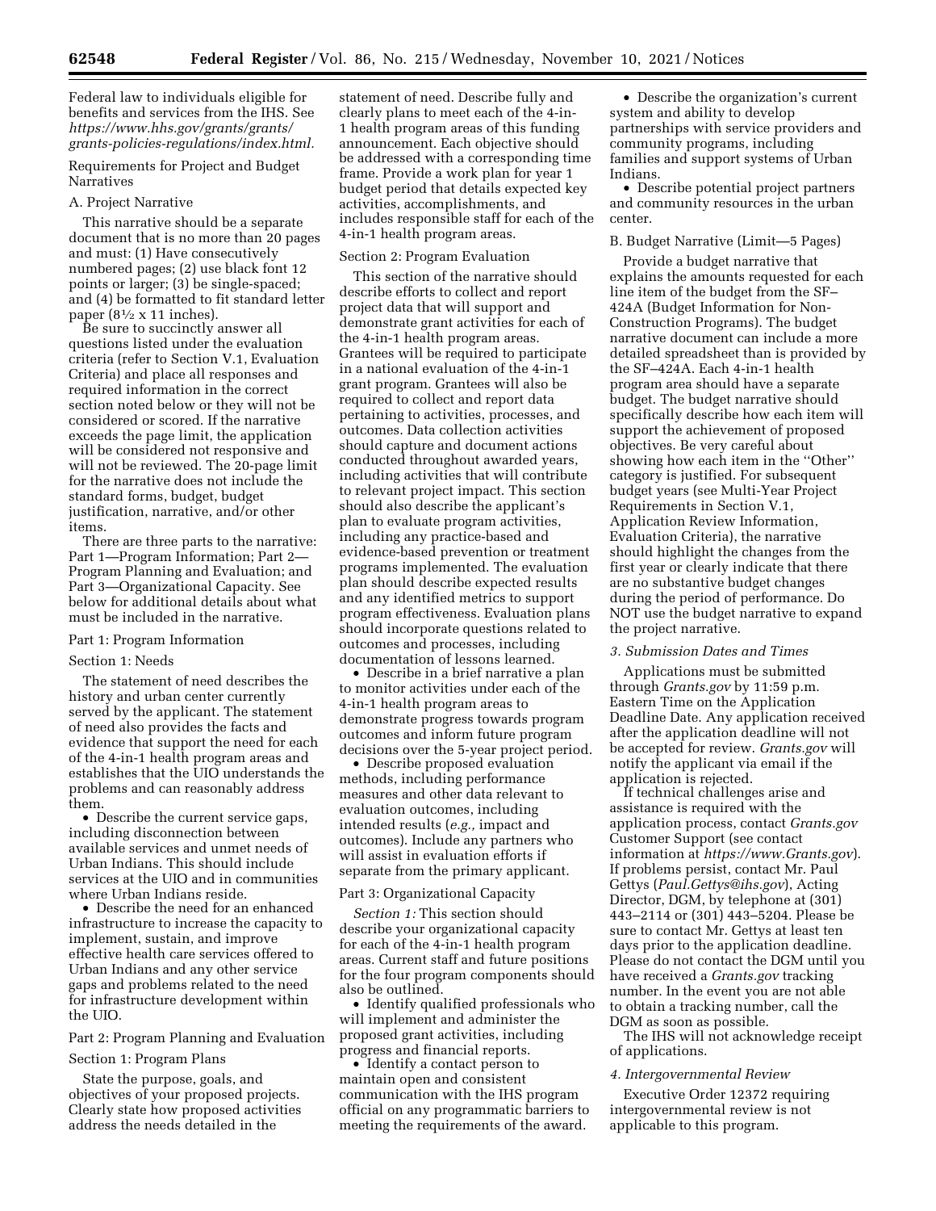Federal law to individuals eligible for benefits and services from the IHS. See *https://www.hhs.gov/grants/grants/grants-policies-regulations/index.html.*

Requirements for Project and Budget Narratives

A. Project Narrative

This narrative should be a separate document that is no more than 20 pages and must: (1) Have consecutively numbered pages; (2) use black font 12 points or larger; (3) be single-spaced; and (4) be formatted to fit standard letter paper (8½ x 11 inches).

Be sure to succinctly answer all questions listed under the evaluation criteria (refer to Section V.1, Evaluation Criteria) and place all responses and required information in the correct section noted below or they will not be considered or scored. If the narrative exceeds the page limit, the application will be considered not responsive and will not be reviewed. The 20-page limit for the narrative does not include the standard forms, budget, budget justification, narrative, and/or other items.

There are three parts to the narrative: Part 1—Program Information; Part 2—Program Planning and Evaluation; and Part 3—Organizational Capacity. See below for additional details about what must be included in the narrative.

Part 1: Program Information

Section 1: Needs

The statement of need describes the history and urban center currently served by the applicant. The statement of need also provides the facts and evidence that support the need for each of the 4-in-1 health program areas and establishes that the UIO understands the problems and can reasonably address them.

- Describe the current service gaps, including disconnection between available services and unmet needs of Urban Indians. This should include services at the UIO and in communities where Urban Indians reside.
- Describe the need for an enhanced infrastructure to increase the capacity to implement, sustain, and improve effective health care services offered to Urban Indians and any other service gaps and problems related to the need for infrastructure development within the UIO.

Part 2: Program Planning and Evaluation

Section 1: Program Plans

State the purpose, goals, and objectives of your proposed projects. Clearly state how proposed activities address the needs detailed in the statement of need. Describe fully and clearly plans to meet each of the 4-in-1 health program areas of this funding announcement. Each objective should be addressed with a corresponding time frame. Provide a work plan for year 1 budget period that details expected key activities, accomplishments, and includes responsible staff for each of the 4-in-1 health program areas.

Section 2: Program Evaluation

This section of the narrative should describe efforts to collect and report project data that will support and demonstrate grant activities for each of the 4-in-1 health program areas. Grantees will be required to participate in a national evaluation of the 4-in-1 grant program. Grantees will also be required to collect and report data pertaining to activities, processes, and outcomes. Data collection activities should capture and document actions conducted throughout awarded years, including activities that will contribute to relevant project impact. This section should also describe the applicant's plan to evaluate program activities, including any practice-based and evidence-based prevention or treatment programs implemented. The evaluation plan should describe expected results and any identified metrics to support program effectiveness. Evaluation plans should incorporate questions related to outcomes and processes, including documentation of lessons learned.

- Describe in a brief narrative a plan to monitor activities under each of the 4-in-1 health program areas to demonstrate progress towards program outcomes and inform future program decisions over the 5-year project period.
- Describe proposed evaluation methods, including performance measures and other data relevant to evaluation outcomes, including intended results (*e.g.,* impact and outcomes). Include any partners who will assist in evaluation efforts if separate from the primary applicant.

Part 3: Organizational Capacity

*Section 1:* This section should describe your organizational capacity for each of the 4-in-1 health program areas. Current staff and future positions for the four program components should also be outlined.

- Identify qualified professionals who will implement and administer the proposed grant activities, including progress and financial reports.
- Identify a contact person to maintain open and consistent communication with the IHS program official on any programmatic barriers to meeting the requirements of the award.
- Describe the organization's current system and ability to develop partnerships with service providers and community programs, including families and support systems of Urban Indians.
- Describe potential project partners and community resources in the urban center.

B. Budget Narrative (Limit—5 Pages)

Provide a budget narrative that explains the amounts requested for each line item of the budget from the SF–424A (Budget Information for Non-Construction Programs). The budget narrative document can include a more detailed spreadsheet than is provided by the SF–424A. Each 4-in-1 health program area should have a separate budget. The budget narrative should specifically describe how each item will support the achievement of proposed objectives. Be very careful about showing how each item in the "Other" category is justified. For subsequent budget years (see Multi-Year Project Requirements in Section V.1, Application Review Information, Evaluation Criteria), the narrative should highlight the changes from the first year or clearly indicate that there are no substantive budget changes during the period of performance. Do NOT use the budget narrative to expand the project narrative.

*3. Submission Dates and Times*

Applications must be submitted through *Grants.gov* by 11:59 p.m. Eastern Time on the Application Deadline Date. Any application received after the application deadline will not be accepted for review. *Grants.gov* will notify the applicant via email if the application is rejected.

If technical challenges arise and assistance is required with the application process, contact *Grants.gov* Customer Support (see contact information at *https://www.Grants.gov*). If problems persist, contact Mr. Paul Gettys (*Paul.Gettys@ihs.gov*), Acting Director, DGM, by telephone at (301) 443–2114 or (301) 443–5204. Please be sure to contact Mr. Gettys at least ten days prior to the application deadline. Please do not contact the DGM until you have received a *Grants.gov* tracking number. In the event you are not able to obtain a tracking number, call the DGM as soon as possible.

The IHS will not acknowledge receipt of applications.

*4. Intergovernmental Review*

Executive Order 12372 requiring intergovernmental review is not applicable to this program.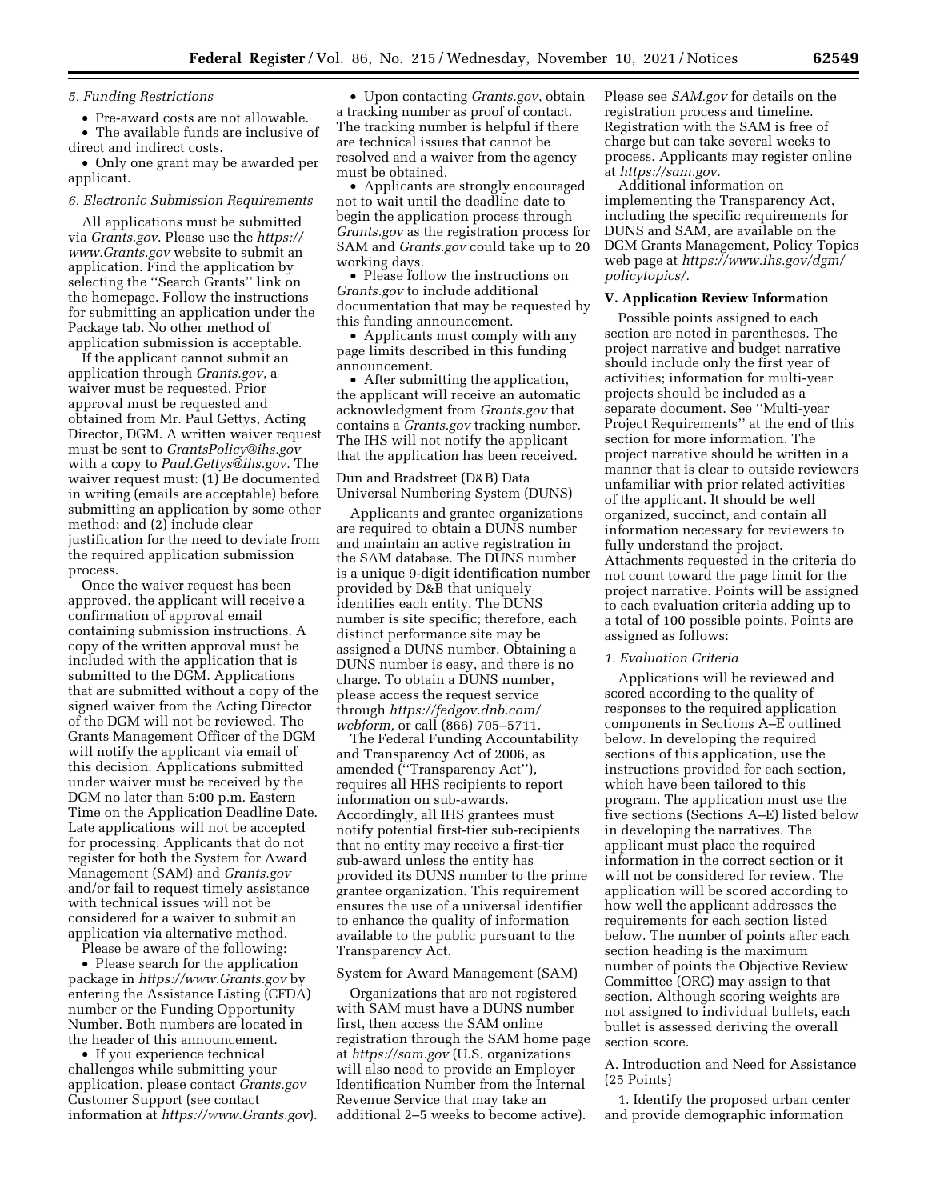*5. Funding Restrictions*

- Pre-award costs are not allowable.
- The available funds are inclusive of direct and indirect costs.
- Only one grant may be awarded per applicant.

*6. Electronic Submission Requirements*

All applications must be submitted via *Grants.gov*. Please use the *https://www.Grants.gov* website to submit an application. Find the application by selecting the ''Search Grants'' link on the homepage. Follow the instructions for submitting an application under the Package tab. No other method of application submission is acceptable.

If the applicant cannot submit an application through *Grants.gov*, a waiver must be requested. Prior approval must be requested and obtained from Mr. Paul Gettys, Acting Director, DGM. A written waiver request must be sent to *GrantsPolicy@ihs.gov* with a copy to *Paul.Gettys@ihs.gov.* The waiver request must: (1) Be documented in writing (emails are acceptable) before submitting an application by some other method; and (2) include clear justification for the need to deviate from the required application submission process.

Once the waiver request has been approved, the applicant will receive a confirmation of approval email containing submission instructions. A copy of the written approval must be included with the application that is submitted to the DGM. Applications that are submitted without a copy of the signed waiver from the Acting Director of the DGM will not be reviewed. The Grants Management Officer of the DGM will notify the applicant via email of this decision. Applications submitted under waiver must be received by the DGM no later than 5:00 p.m. Eastern Time on the Application Deadline Date. Late applications will not be accepted for processing. Applicants that do not register for both the System for Award Management (SAM) and *Grants.gov* and/or fail to request timely assistance with technical issues will not be considered for a waiver to submit an application via alternative method.

Please be aware of the following:

- Please search for the application package in *https://www.Grants.gov* by entering the Assistance Listing (CFDA) number or the Funding Opportunity Number. Both numbers are located in the header of this announcement.
- If you experience technical challenges while submitting your application, please contact *Grants.gov* Customer Support (see contact information at *https://www.Grants.gov*).
- Upon contacting *Grants.gov*, obtain a tracking number as proof of contact. The tracking number is helpful if there are technical issues that cannot be resolved and a waiver from the agency must be obtained.
- Applicants are strongly encouraged not to wait until the deadline date to begin the application process through *Grants.gov* as the registration process for SAM and *Grants.gov* could take up to 20 working days.
- Please follow the instructions on *Grants.gov* to include additional documentation that may be requested by this funding announcement.
- Applicants must comply with any page limits described in this funding announcement.
- After submitting the application, the applicant will receive an automatic acknowledgment from *Grants.gov* that contains a *Grants.gov* tracking number. The IHS will not notify the applicant that the application has been received.

Dun and Bradstreet (D&B) Data Universal Numbering System (DUNS)

Applicants and grantee organizations are required to obtain a DUNS number and maintain an active registration in the SAM database. The DUNS number is a unique 9-digit identification number provided by D&B that uniquely identifies each entity. The DUNS number is site specific; therefore, each distinct performance site may be assigned a DUNS number. Obtaining a DUNS number is easy, and there is no charge. To obtain a DUNS number, please access the request service through *https://fedgov.dnb.com/webform,* or call (866) 705–5711.

The Federal Funding Accountability and Transparency Act of 2006, as amended (''Transparency Act''), requires all HHS recipients to report information on sub-awards. Accordingly, all IHS grantees must notify potential first-tier sub-recipients that no entity may receive a first-tier sub-award unless the entity has provided its DUNS number to the prime grantee organization. This requirement ensures the use of a universal identifier to enhance the quality of information available to the public pursuant to the Transparency Act.

System for Award Management (SAM)

Organizations that are not registered with SAM must have a DUNS number first, then access the SAM online registration through the SAM home page at *https://sam.gov* (U.S. organizations will also need to provide an Employer Identification Number from the Internal Revenue Service that may take an additional 2–5 weeks to become active). Please see *SAM.gov* for details on the registration process and timeline. Registration with the SAM is free of charge but can take several weeks to process. Applicants may register online at *https://sam.gov.*

Additional information on implementing the Transparency Act, including the specific requirements for DUNS and SAM, are available on the DGM Grants Management, Policy Topics web page at *https://www.ihs.gov/dgm/policytopics/.*

## V. Application Review Information

Possible points assigned to each section are noted in parentheses. The project narrative and budget narrative should include only the first year of activities; information for multi-year projects should be included as a separate document. See ''Multi-year Project Requirements'' at the end of this section for more information. The project narrative should be written in a manner that is clear to outside reviewers unfamiliar with prior related activities of the applicant. It should be well organized, succinct, and contain all information necessary for reviewers to fully understand the project. Attachments requested in the criteria do not count toward the page limit for the project narrative. Points will be assigned to each evaluation criteria adding up to a total of 100 possible points. Points are assigned as follows:

*1. Evaluation Criteria*

Applications will be reviewed and scored according to the quality of responses to the required application components in Sections A–E outlined below. In developing the required sections of this application, use the instructions provided for each section, which have been tailored to this program. The application must use the five sections (Sections A–E) listed below in developing the narratives. The applicant must place the required information in the correct section or it will not be considered for review. The application will be scored according to how well the applicant addresses the requirements for each section listed below. The number of points after each section heading is the maximum number of points the Objective Review Committee (ORC) may assign to that section. Although scoring weights are not assigned to individual bullets, each bullet is assessed deriving the overall section score.

A. Introduction and Need for Assistance (25 Points)

1. Identify the proposed urban center and provide demographic information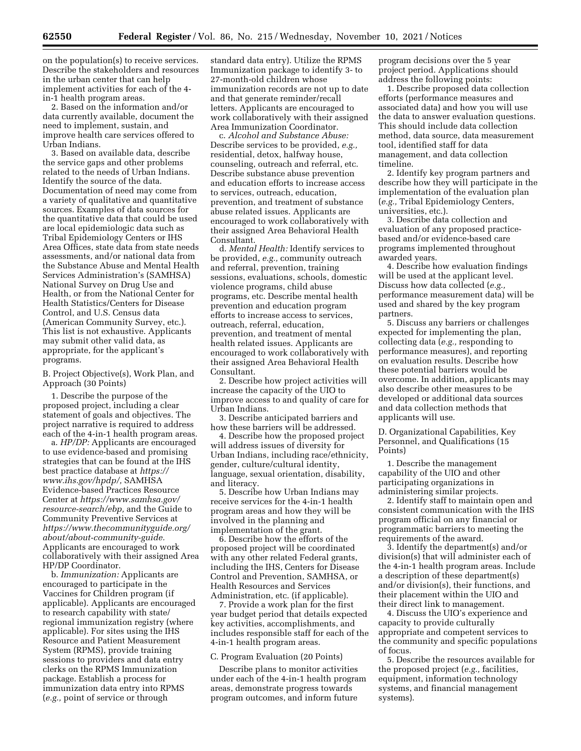on the population(s) to receive services. Describe the stakeholders and resources in the urban center that can help implement activities for each of the 4-in-1 health program areas.

2. Based on the information and/or data currently available, document the need to implement, sustain, and improve health care services offered to Urban Indians.

3. Based on available data, describe the service gaps and other problems related to the needs of Urban Indians. Identify the source of the data. Documentation of need may come from a variety of qualitative and quantitative sources. Examples of data sources for the quantitative data that could be used are local epidemiologic data such as Tribal Epidemiology Centers or IHS Area Offices, state data from state needs assessments, and/or national data from the Substance Abuse and Mental Health Services Administration's (SAMHSA) National Survey on Drug Use and Health, or from the National Center for Health Statistics/Centers for Disease Control, and U.S. Census data (American Community Survey, etc.). This list is not exhaustive. Applicants may submit other valid data, as appropriate, for the applicant's programs.

B. Project Objective(s), Work Plan, and Approach (30 Points)

1. Describe the purpose of the proposed project, including a clear statement of goals and objectives. The project narrative is required to address each of the 4-in-1 health program areas.

a. *HP/DP:* Applicants are encouraged to use evidence-based and promising strategies that can be found at the IHS best practice database at *https://www.ihs.gov/hpdp/,* SAMHSA Evidence-based Practices Resource Center at *https://www.samhsa.gov/resource-search/ebp,* and the Guide to Community Preventive Services at *https://www.thecommunityguide.org/about/about-community-guide.* Applicants are encouraged to work collaboratively with their assigned Area HP/DP Coordinator.

b. *Immunization:* Applicants are encouraged to participate in the Vaccines for Children program (if applicable). Applicants are encouraged to research capability with state/regional immunization registry (where applicable). For sites using the IHS Resource and Patient Measurement System (RPMS), provide training sessions to providers and data entry clerks on the RPMS Immunization package. Establish a process for immunization data entry into RPMS (*e.g.,* point of service or through standard data entry). Utilize the RPMS Immunization package to identify 3- to 27-month-old children whose immunization records are not up to date and that generate reminder/recall letters. Applicants are encouraged to work collaboratively with their assigned Area Immunization Coordinator.

c. *Alcohol and Substance Abuse:* Describe services to be provided, *e.g.,* residential, detox, halfway house, counseling, outreach and referral, etc. Describe substance abuse prevention and education efforts to increase access to services, outreach, education, prevention, and treatment of substance abuse related issues. Applicants are encouraged to work collaboratively with their assigned Area Behavioral Health Consultant.

d. *Mental Health:* Identify services to be provided, *e.g.,* community outreach and referral, prevention, training sessions, evaluations, schools, domestic violence programs, child abuse programs, etc. Describe mental health prevention and education program efforts to increase access to services, outreach, referral, education, prevention, and treatment of mental health related issues. Applicants are encouraged to work collaboratively with their assigned Area Behavioral Health Consultant.

2. Describe how project activities will increase the capacity of the UIO to improve access to and quality of care for Urban Indians.

3. Describe anticipated barriers and how these barriers will be addressed.

4. Describe how the proposed project will address issues of diversity for Urban Indians, including race/ethnicity, gender, culture/cultural identity, language, sexual orientation, disability, and literacy.

5. Describe how Urban Indians may receive services for the 4-in-1 health program areas and how they will be involved in the planning and implementation of the grant.

6. Describe how the efforts of the proposed project will be coordinated with any other related Federal grants, including the IHS, Centers for Disease Control and Prevention, SAMHSA, or Health Resources and Services Administration, etc. (if applicable).

7. Provide a work plan for the first year budget period that details expected key activities, accomplishments, and includes responsible staff for each of the 4-in-1 health program areas.

C. Program Evaluation (20 Points)

Describe plans to monitor activities under each of the 4-in-1 health program areas, demonstrate progress towards program outcomes, and inform future program decisions over the 5 year project period. Applications should address the following points:

1. Describe proposed data collection efforts (performance measures and associated data) and how you will use the data to answer evaluation questions. This should include data collection method, data source, data measurement tool, identified staff for data management, and data collection timeline.

2. Identify key program partners and describe how they will participate in the implementation of the evaluation plan (*e.g.,* Tribal Epidemiology Centers, universities, etc.).

3. Describe data collection and evaluation of any proposed practice-based and/or evidence-based care programs implemented throughout awarded years.

4. Describe how evaluation findings will be used at the applicant level. Discuss how data collected (*e.g.,* performance measurement data) will be used and shared by the key program partners.

5. Discuss any barriers or challenges expected for implementing the plan, collecting data (*e.g.,* responding to performance measures), and reporting on evaluation results. Describe how these potential barriers would be overcome. In addition, applicants may also describe other measures to be developed or additional data sources and data collection methods that applicants will use.

D. Organizational Capabilities, Key Personnel, and Qualifications (15 Points)

1. Describe the management capability of the UIO and other participating organizations in administering similar projects.

2. Identify staff to maintain open and consistent communication with the IHS program official on any financial or programmatic barriers to meeting the requirements of the award.

3. Identify the department(s) and/or division(s) that will administer each of the 4-in-1 health program areas. Include a description of these department(s) and/or division(s), their functions, and their placement within the UIO and their direct link to management.

4. Discuss the UIO's experience and capacity to provide culturally appropriate and competent services to the community and specific populations of focus.

5. Describe the resources available for the proposed project (*e.g.,* facilities, equipment, information technology systems, and financial management systems).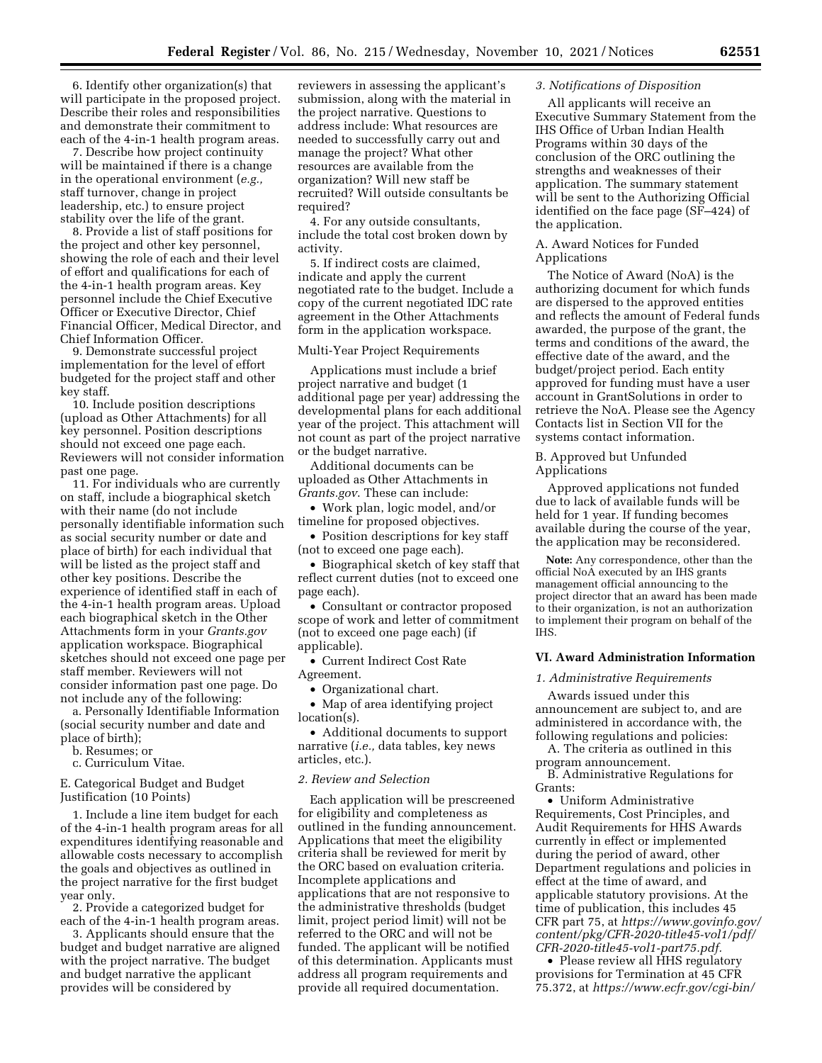6. Identify other organization(s) that will participate in the proposed project. Describe their roles and responsibilities and demonstrate their commitment to each of the 4-in-1 health program areas.

7. Describe how project continuity will be maintained if there is a change in the operational environment (*e.g.,* staff turnover, change in project leadership, etc.) to ensure project stability over the life of the grant.

8. Provide a list of staff positions for the project and other key personnel, showing the role of each and their level of effort and qualifications for each of the 4-in-1 health program areas. Key personnel include the Chief Executive Officer or Executive Director, Chief Financial Officer, Medical Director, and Chief Information Officer.

9. Demonstrate successful project implementation for the level of effort budgeted for the project staff and other key staff.

10. Include position descriptions (upload as Other Attachments) for all key personnel. Position descriptions should not exceed one page each. Reviewers will not consider information past one page.

11. For individuals who are currently on staff, include a biographical sketch with their name (do not include personally identifiable information such as social security number or date and place of birth) for each individual that will be listed as the project staff and other key positions. Describe the experience of identified staff in each of the 4-in-1 health program areas. Upload each biographical sketch in the Other Attachments form in your *Grants.gov* application workspace. Biographical sketches should not exceed one page per staff member. Reviewers will not consider information past one page. Do not include any of the following:

a. Personally Identifiable Information (social security number and date and place of birth);

b. Resumes; or

c. Curriculum Vitae.

E. Categorical Budget and Budget Justification (10 Points)

1. Include a line item budget for each of the 4-in-1 health program areas for all expenditures identifying reasonable and allowable costs necessary to accomplish the goals and objectives as outlined in the project narrative for the first budget year only.

2. Provide a categorized budget for each of the 4-in-1 health program areas.

3. Applicants should ensure that the budget and budget narrative are aligned with the project narrative. The budget and budget narrative the applicant provides will be considered by reviewers in assessing the applicant's submission, along with the material in the project narrative. Questions to address include: What resources are needed to successfully carry out and manage the project? What other resources are available from the organization? Will new staff be recruited? Will outside consultants be required?

4. For any outside consultants, include the total cost broken down by activity.

5. If indirect costs are claimed, indicate and apply the current negotiated rate to the budget. Include a copy of the current negotiated IDC rate agreement in the Other Attachments form in the application workspace.

Multi-Year Project Requirements

Applications must include a brief project narrative and budget (1 additional page per year) addressing the developmental plans for each additional year of the project. This attachment will not count as part of the project narrative or the budget narrative.

Additional documents can be uploaded as Other Attachments in *Grants.gov*. These can include:

- Work plan, logic model, and/or timeline for proposed objectives.
- Position descriptions for key staff (not to exceed one page each).
- Biographical sketch of key staff that reflect current duties (not to exceed one page each).
- Consultant or contractor proposed scope of work and letter of commitment (not to exceed one page each) (if applicable).
- Current Indirect Cost Rate Agreement.
- Organizational chart.
- Map of area identifying project location(s).
- Additional documents to support narrative (*i.e.,* data tables, key news articles, etc.).

*2. Review and Selection*

Each application will be prescreened for eligibility and completeness as outlined in the funding announcement. Applications that meet the eligibility criteria shall be reviewed for merit by the ORC based on evaluation criteria. Incomplete applications and applications that are not responsive to the administrative thresholds (budget limit, project period limit) will not be referred to the ORC and will not be funded. The applicant will be notified of this determination. Applicants must address all program requirements and provide all required documentation.

*3. Notifications of Disposition*

All applicants will receive an Executive Summary Statement from the IHS Office of Urban Indian Health Programs within 30 days of the conclusion of the ORC outlining the strengths and weaknesses of their application. The summary statement will be sent to the Authorizing Official identified on the face page (SF–424) of the application.

A. Award Notices for Funded Applications

The Notice of Award (NoA) is the authorizing document for which funds are dispersed to the approved entities and reflects the amount of Federal funds awarded, the purpose of the grant, the terms and conditions of the award, the effective date of the award, and the budget/project period. Each entity approved for funding must have a user account in GrantSolutions in order to retrieve the NoA. Please see the Agency Contacts list in Section VII for the systems contact information.

B. Approved but Unfunded Applications

Approved applications not funded due to lack of available funds will be held for 1 year. If funding becomes available during the course of the year, the application may be reconsidered.

**Note:** Any correspondence, other than the official NoA executed by an IHS grants management official announcing to the project director that an award has been made to their organization, is not an authorization to implement their program on behalf of the IHS.

## VI. Award Administration Information

*1. Administrative Requirements*

Awards issued under this announcement are subject to, and are administered in accordance with, the following regulations and policies:

A. The criteria as outlined in this program announcement.

B. Administrative Regulations for Grants:

- Uniform Administrative Requirements, Cost Principles, and Audit Requirements for HHS Awards currently in effect or implemented during the period of award, other Department regulations and policies in effect at the time of award, and applicable statutory provisions. At the time of publication, this includes 45 CFR part 75, at *https://www.govinfo.gov/content/pkg/CFR-2020-title45-vol1/pdf/CFR-2020-title45-vol1-part75.pdf.*
- Please review all HHS regulatory provisions for Termination at 45 CFR 75.372, at *https://www.ecfr.gov/cgi-bin/*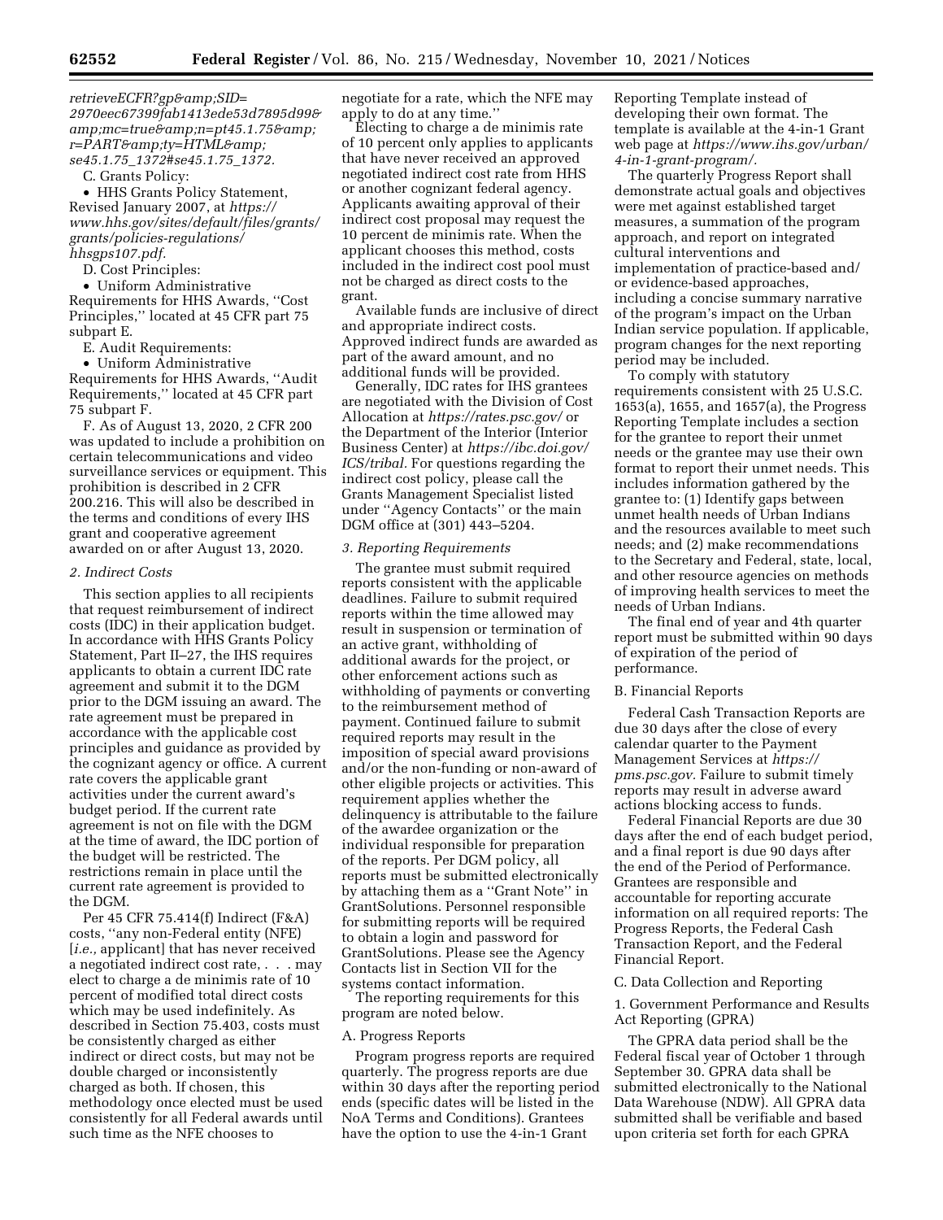*retrieveECFR?gp&amp;SID=2970eec67399fab1413ede53d7895d99&amp;mc=true&amp;n=pt45.1.75&amp;r=PART&amp;ty=HTML&amp;se45.1.75_1372#se45.1.75_1372.*

C. Grants Policy:

- HHS Grants Policy Statement, Revised January 2007, at *https://www.hhs.gov/sites/default/files/grants/grants/policies-regulations/hhsgps107.pdf.*

D. Cost Principles:

- Uniform Administrative Requirements for HHS Awards, "Cost Principles," located at 45 CFR part 75 subpart E.

E. Audit Requirements:

- Uniform Administrative Requirements for HHS Awards, "Audit Requirements," located at 45 CFR part 75 subpart F.

F. As of August 13, 2020, 2 CFR 200 was updated to include a prohibition on certain telecommunications and video surveillance services or equipment. This prohibition is described in 2 CFR 200.216. This will also be described in the terms and conditions of every IHS grant and cooperative agreement awarded on or after August 13, 2020.

*2. Indirect Costs*

This section applies to all recipients that request reimbursement of indirect costs (IDC) in their application budget. In accordance with HHS Grants Policy Statement, Part II–27, the IHS requires applicants to obtain a current IDC rate agreement and submit it to the DGM prior to the DGM issuing an award. The rate agreement must be prepared in accordance with the applicable cost principles and guidance as provided by the cognizant agency or office. A current rate covers the applicable grant activities under the current award's budget period. If the current rate agreement is not on file with the DGM at the time of award, the IDC portion of the budget will be restricted. The restrictions remain in place until the current rate agreement is provided to the DGM.

Per 45 CFR 75.414(f) Indirect (F&A) costs, "any non-Federal entity (NFE) [*i.e.,* applicant] that has never received a negotiated indirect cost rate, . . . may elect to charge a de minimis rate of 10 percent of modified total direct costs which may be used indefinitely. As described in Section 75.403, costs must be consistently charged as either indirect or direct costs, but may not be double charged or inconsistently charged as both. If chosen, this methodology once elected must be used consistently for all Federal awards until such time as the NFE chooses to negotiate for a rate, which the NFE may apply to do at any time."

Electing to charge a de minimis rate of 10 percent only applies to applicants that have never received an approved negotiated indirect cost rate from HHS or another cognizant federal agency. Applicants awaiting approval of their indirect cost proposal may request the 10 percent de minimis rate. When the applicant chooses this method, costs included in the indirect cost pool must not be charged as direct costs to the grant.

Available funds are inclusive of direct and appropriate indirect costs. Approved indirect funds are awarded as part of the award amount, and no additional funds will be provided.

Generally, IDC rates for IHS grantees are negotiated with the Division of Cost Allocation at *https://rates.psc.gov/* or the Department of the Interior (Interior Business Center) at *https://ibc.doi.gov/ICS/tribal.* For questions regarding the indirect cost policy, please call the Grants Management Specialist listed under "Agency Contacts" or the main DGM office at (301) 443–5204.

*3. Reporting Requirements*

The grantee must submit required reports consistent with the applicable deadlines. Failure to submit required reports within the time allowed may result in suspension or termination of an active grant, withholding of additional awards for the project, or other enforcement actions such as withholding of payments or converting to the reimbursement method of payment. Continued failure to submit required reports may result in the imposition of special award provisions and/or the non-funding or non-award of other eligible projects or activities. This requirement applies whether the delinquency is attributable to the failure of the awardee organization or the individual responsible for preparation of the reports. Per DGM policy, all reports must be submitted electronically by attaching them as a "Grant Note" in GrantSolutions. Personnel responsible for submitting reports will be required to obtain a login and password for GrantSolutions. Please see the Agency Contacts list in Section VII for the systems contact information.

The reporting requirements for this program are noted below.

A. Progress Reports

Program progress reports are required quarterly. The progress reports are due within 30 days after the reporting period ends (specific dates will be listed in the NoA Terms and Conditions). Grantees have the option to use the 4-in-1 Grant Reporting Template instead of developing their own format. The template is available at the 4-in-1 Grant web page at *https://www.ihs.gov/urban/4-in-1-grant-program/.*

The quarterly Progress Report shall demonstrate actual goals and objectives were met against established target measures, a summation of the program approach, and report on integrated cultural interventions and implementation of practice-based and/or evidence-based approaches, including a concise summary narrative of the program's impact on the Urban Indian service population. If applicable, program changes for the next reporting period may be included.

To comply with statutory requirements consistent with 25 U.S.C. 1653(a), 1655, and 1657(a), the Progress Reporting Template includes a section for the grantee to report their unmet needs or the grantee may use their own format to report their unmet needs. This includes information gathered by the grantee to: (1) Identify gaps between unmet health needs of Urban Indians and the resources available to meet such needs; and (2) make recommendations to the Secretary and Federal, state, local, and other resource agencies on methods of improving health services to meet the needs of Urban Indians.

The final end of year and 4th quarter report must be submitted within 90 days of expiration of the period of performance.

B. Financial Reports

Federal Cash Transaction Reports are due 30 days after the close of every calendar quarter to the Payment Management Services at *https://pms.psc.gov.* Failure to submit timely reports may result in adverse award actions blocking access to funds.

Federal Financial Reports are due 30 days after the end of each budget period, and a final report is due 90 days after the end of the Period of Performance. Grantees are responsible and accountable for reporting accurate information on all required reports: The Progress Reports, the Federal Cash Transaction Report, and the Federal Financial Report.

C. Data Collection and Reporting

1. Government Performance and Results Act Reporting (GPRA)

The GPRA data period shall be the Federal fiscal year of October 1 through September 30. GPRA data shall be submitted electronically to the National Data Warehouse (NDW). All GPRA data submitted shall be verifiable and based upon criteria set forth for each GPRA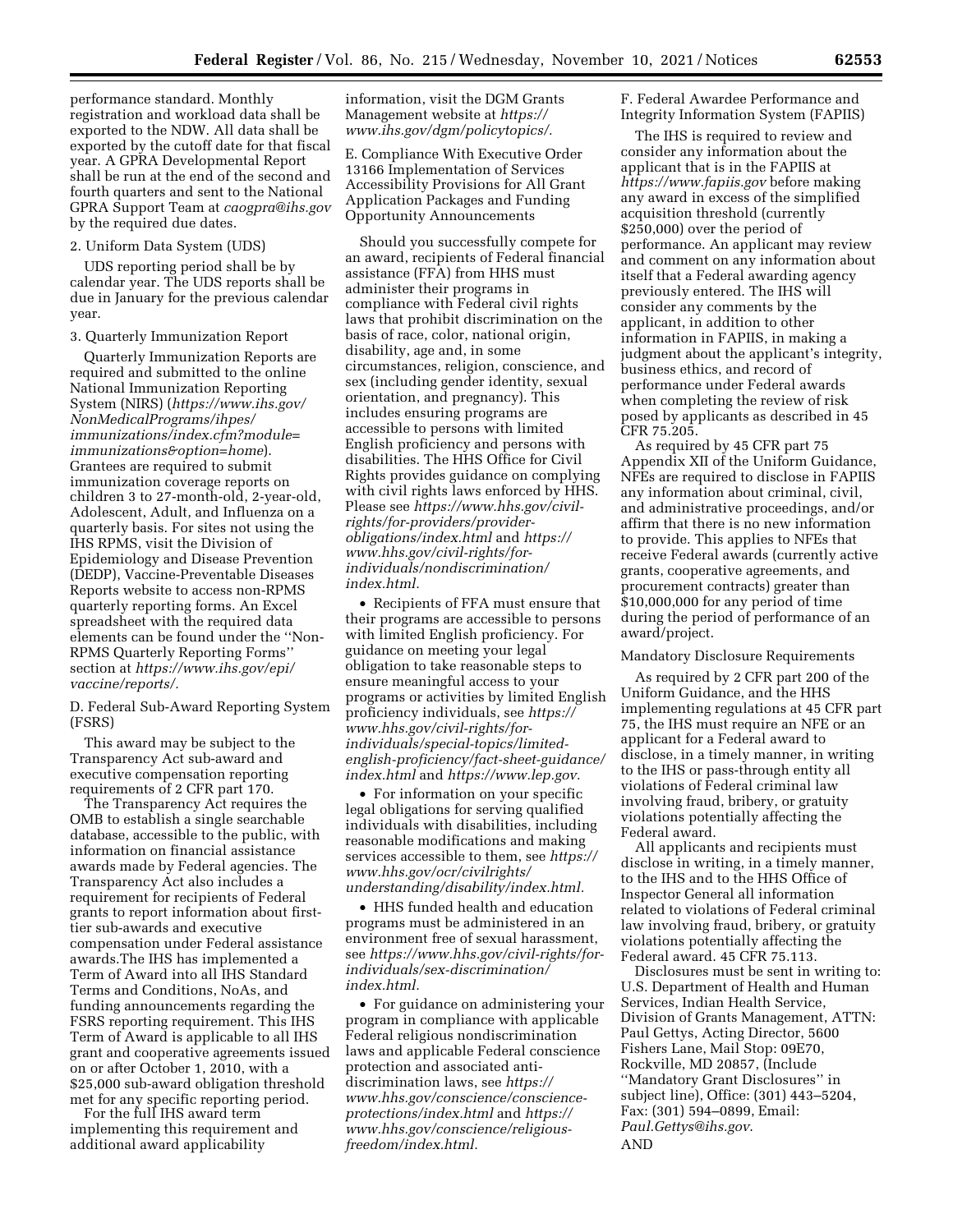performance standard. Monthly registration and workload data shall be exported to the NDW. All data shall be exported by the cutoff date for that fiscal year. A GPRA Developmental Report shall be run at the end of the second and fourth quarters and sent to the National GPRA Support Team at *caogpra@ihs.gov* by the required due dates.

2. Uniform Data System (UDS)

UDS reporting period shall be by calendar year. The UDS reports shall be due in January for the previous calendar year.

3. Quarterly Immunization Report

Quarterly Immunization Reports are required and submitted to the online National Immunization Reporting System (NIRS) (*https://www.ihs.gov/NonMedicalPrograms/ihpes/immunizations/index.cfm?module=immunizations&option=home*). Grantees are required to submit immunization coverage reports on children 3 to 27-month-old, 2-year-old, Adolescent, Adult, and Influenza on a quarterly basis. For sites not using the IHS RPMS, visit the Division of Epidemiology and Disease Prevention (DEDP), Vaccine-Preventable Diseases Reports website to access non-RPMS quarterly reporting forms. An Excel spreadsheet with the required data elements can be found under the ''Non-RPMS Quarterly Reporting Forms'' section at *https://www.ihs.gov/epi/vaccine/reports/*.

D. Federal Sub-Award Reporting System (FSRS)

This award may be subject to the Transparency Act sub-award and executive compensation reporting requirements of 2 CFR part 170.

The Transparency Act requires the OMB to establish a single searchable database, accessible to the public, with information on financial assistance awards made by Federal agencies. The Transparency Act also includes a requirement for recipients of Federal grants to report information about first-tier sub-awards and executive compensation under Federal assistance awards.The IHS has implemented a Term of Award into all IHS Standard Terms and Conditions, NoAs, and funding announcements regarding the FSRS reporting requirement. This IHS Term of Award is applicable to all IHS grant and cooperative agreements issued on or after October 1, 2010, with a $25,000 sub-award obligation threshold met for any specific reporting period.

For the full IHS award term implementing this requirement and additional award applicability information, visit the DGM Grants Management website at *https://www.ihs.gov/dgm/policytopics/*.

E. Compliance With Executive Order 13166 Implementation of Services Accessibility Provisions for All Grant Application Packages and Funding Opportunity Announcements

Should you successfully compete for an award, recipients of Federal financial assistance (FFA) from HHS must administer their programs in compliance with Federal civil rights laws that prohibit discrimination on the basis of race, color, national origin, disability, age and, in some circumstances, religion, conscience, and sex (including gender identity, sexual orientation, and pregnancy). This includes ensuring programs are accessible to persons with limited English proficiency and persons with disabilities. The HHS Office for Civil Rights provides guidance on complying with civil rights laws enforced by HHS. Please see *https://www.hhs.gov/civil-rights/for-providers/provider-obligations/index.html* and *https://www.hhs.gov/civil-rights/for-individuals/nondiscrimination/index.html*.

- Recipients of FFA must ensure that their programs are accessible to persons with limited English proficiency. For guidance on meeting your legal obligation to take reasonable steps to ensure meaningful access to your programs or activities by limited English proficiency individuals, see *https://www.hhs.gov/civil-rights/for-individuals/special-topics/limited-english-proficiency/fact-sheet-guidance/index.html* and *https://www.lep.gov*.
- For information on your specific legal obligations for serving qualified individuals with disabilities, including reasonable modifications and making services accessible to them, see *https://www.hhs.gov/ocr/civilrights/understanding/disability/index.html*.
- HHS funded health and education programs must be administered in an environment free of sexual harassment, see *https://www.hhs.gov/civil-rights/for-individuals/sex-discrimination/index.html*.
- For guidance on administering your program in compliance with applicable Federal religious nondiscrimination laws and applicable Federal conscience protection and associated anti-discrimination laws, see *https://www.hhs.gov/conscience/conscience-protections/index.html* and *https://www.hhs.gov/conscience/religious-freedom/index.html*.

F. Federal Awardee Performance and Integrity Information System (FAPIIS)

The IHS is required to review and consider any information about the applicant that is in the FAPIIS at *https://www.fapiis.gov* before making any award in excess of the simplified acquisition threshold (currently $250,000) over the period of performance. An applicant may review and comment on any information about itself that a Federal awarding agency previously entered. The IHS will consider any comments by the applicant, in addition to other information in FAPIIS, in making a judgment about the applicant's integrity, business ethics, and record of performance under Federal awards when completing the review of risk posed by applicants as described in 45 CFR 75.205.

As required by 45 CFR part 75 Appendix XII of the Uniform Guidance, NFEs are required to disclose in FAPIIS any information about criminal, civil, and administrative proceedings, and/or affirm that there is no new information to provide. This applies to NFEs that receive Federal awards (currently active grants, cooperative agreements, and procurement contracts) greater than $10,000,000 for any period of time during the period of performance of an award/project.

Mandatory Disclosure Requirements

As required by 2 CFR part 200 of the Uniform Guidance, and the HHS implementing regulations at 45 CFR part 75, the IHS must require an NFE or an applicant for a Federal award to disclose, in a timely manner, in writing to the IHS or pass-through entity all violations of Federal criminal law involving fraud, bribery, or gratuity violations potentially affecting the Federal award.

All applicants and recipients must disclose in writing, in a timely manner, to the IHS and to the HHS Office of Inspector General all information related to violations of Federal criminal law involving fraud, bribery, or gratuity violations potentially affecting the Federal award. 45 CFR 75.113.

Disclosures must be sent in writing to: U.S. Department of Health and Human Services, Indian Health Service, Division of Grants Management, ATTN: Paul Gettys, Acting Director, 5600 Fishers Lane, Mail Stop: 09E70, Rockville, MD 20857, (Include ''Mandatory Grant Disclosures'' in subject line), Office: (301) 443–5204, Fax: (301) 594–0899, Email: *Paul.Gettys@ihs.gov*.

AND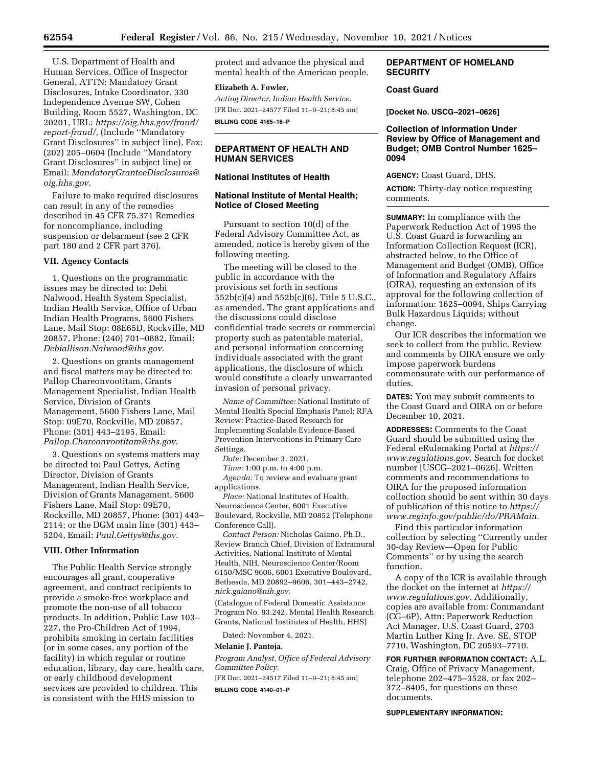U.S. Department of Health and Human Services, Office of Inspector General, ATTN: Mandatory Grant Disclosures, Intake Coordinator, 330 Independence Avenue SW, Cohen Building, Room 5527, Washington, DC 20201, URL: *https://oig.hhs.gov/fraud/report-fraud/,* (Include ''Mandatory Grant Disclosures'' in subject line), Fax: (202) 205–0604 (Include ''Mandatory Grant Disclosures'' in subject line) or Email: *MandatoryGranteeDisclosures@oig.hhs.gov*.

Failure to make required disclosures can result in any of the remedies described in 45 CFR 75.371 Remedies for noncompliance, including suspension or debarment (see 2 CFR part 180 and 2 CFR part 376).

### VII. Agency Contacts

1. Questions on the programmatic issues may be directed to: Debi Nalwood, Health System Specialist, Indian Health Service, Office of Urban Indian Health Programs, 5600 Fishers Lane, Mail Stop: 08E65D, Rockville, MD 20857, Phone: (240) 701–0882, Email: *Debiallison.Nalwood@ihs.gov*.

2. Questions on grants management and fiscal matters may be directed to: Pallop Chareonvootitam, Grants Management Specialist, Indian Health Service, Division of Grants Management, 5600 Fishers Lane, Mail Stop: 09E70, Rockville, MD 20857, Phone: (301) 443–2195, Email: *Pallop.Chareonvootitam@ihs.gov*.

3. Questions on systems matters may be directed to: Paul Gettys, Acting Director, Division of Grants Management, Indian Health Service, Division of Grants Management, 5600 Fishers Lane, Mail Stop: 09E70, Rockville, MD 20857, Phone: (301) 443–2114; or the DGM main line (301) 443–5204, Email: *Paul.Gettys@ihs.gov*.

### VIII. Other Information

The Public Health Service strongly encourages all grant, cooperative agreement, and contract recipients to provide a smoke-free workplace and promote the non-use of all tobacco products. In addition, Public Law 103–227, the Pro-Children Act of 1994, prohibits smoking in certain facilities (or in some cases, any portion of the facility) in which regular or routine education, library, day care, health care, or early childhood development services are provided to children. This is consistent with the HHS mission to protect and advance the physical and mental health of the American people.

**Elizabeth A. Fowler,**

*Acting Director, Indian Health Service.*

[FR Doc. 2021–24577 Filed 11–9–21; 8:45 am]

**BILLING CODE 4165–16–P**

## DEPARTMENT OF HEALTH AND HUMAN SERVICES

### National Institutes of Health

### National Institute of Mental Health; Notice of Closed Meeting

Pursuant to section 10(d) of the Federal Advisory Committee Act, as amended, notice is hereby given of the following meeting.

The meeting will be closed to the public in accordance with the provisions set forth in sections 552b(c)(4) and 552b(c)(6), Title 5 U.S.C., as amended. The grant applications and the discussions could disclose confidential trade secrets or commercial property such as patentable material, and personal information concerning individuals associated with the grant applications, the disclosure of which would constitute a clearly unwarranted invasion of personal privacy.

*Name of Committee:* National Institute of Mental Health Special Emphasis Panel; RFA Review: Practice-Based Research for Implementing Scalable Evidence-Based Prevention Interventions in Primary Care Settings.

*Date:* December 3, 2021.

*Time:* 1:00 p.m. to 4:00 p.m.

*Agenda:* To review and evaluate grant applications.

*Place:* National Institutes of Health, Neuroscience Center, 6001 Executive Boulevard, Rockville, MD 20852 (Telephone Conference Call).

*Contact Person:* Nicholas Gaiano, Ph.D., Review Branch Chief, Division of Extramural Activities, National Institute of Mental Health, NIH, Neuroscience Center/Room 6150/MSC 9606, 6001 Executive Boulevard, Bethesda, MD 20892–9606, 301–443–2742, *nick.gaiano@nih.gov.*

(Catalogue of Federal Domestic Assistance Program No. 93.242, Mental Health Research Grants, National Institutes of Health, HHS)

Dated: November 4, 2021.

**Melanie J. Pantoja,**

*Program Analyst, Office of Federal Advisory Committee Policy.*

[FR Doc. 2021–24517 Filed 11–9–21; 8:45 am]

**BILLING CODE 4140–01–P**

## DEPARTMENT OF HOMELAND SECURITY

### Coast Guard

**[Docket No. USCG–2021–0626]**

### Collection of Information Under Review by Office of Management and Budget; OMB Control Number 1625–0094

**AGENCY:** Coast Guard, DHS.

**ACTION:** Thirty-day notice requesting comments.

**SUMMARY:** In compliance with the Paperwork Reduction Act of 1995 the U.S. Coast Guard is forwarding an Information Collection Request (ICR), abstracted below, to the Office of Management and Budget (OMB), Office of Information and Regulatory Affairs (OIRA), requesting an extension of its approval for the following collection of information: 1625–0094, Ships Carrying Bulk Hazardous Liquids; without change.

Our ICR describes the information we seek to collect from the public. Review and comments by OIRA ensure we only impose paperwork burdens commensurate with our performance of duties.

**DATES:** You may submit comments to the Coast Guard and OIRA on or before December 10, 2021.

**ADDRESSES:** Comments to the Coast Guard should be submitted using the Federal eRulemaking Portal at *https://www.regulations.gov.* Search for docket number [USCG–2021–0626]. Written comments and recommendations to OIRA for the proposed information collection should be sent within 30 days of publication of this notice to *https://www.reginfo.gov/public/do/PRAMain.*

Find this particular information collection by selecting ''Currently under 30-day Review—Open for Public Comments'' or by using the search function.

A copy of the ICR is available through the docket on the internet at *https://www.regulations.gov.* Additionally, copies are available from: Commandant (CG–6P), Attn: Paperwork Reduction Act Manager, U.S. Coast Guard, 2703 Martin Luther King Jr. Ave. SE, STOP 7710, Washington, DC 20593–7710.

**FOR FURTHER INFORMATION CONTACT:** A.L. Craig, Office of Privacy Management, telephone 202–475–3528, or fax 202–372–8405, for questions on these documents.

**SUPPLEMENTARY INFORMATION:**